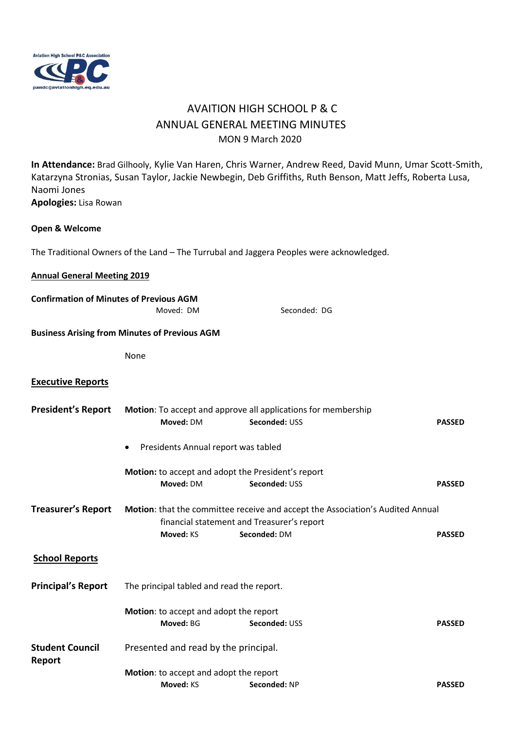# AVAITION HIGH SCHOOL P & C
## ANNUAL GENERAL MEETING MINUTES
MON 9 March 2020

**In Attendance:** Brad Gilhooly, Kylie Van Haren, Chris Warner, Andrew Reed, David Munn, Umar Scott-Smith, Katarzyna Stronias, Susan Taylor, Jackie Newbegin, Deb Griffiths, Ruth Benson, Matt Jeffs, Roberta Lusa, Naomi Jones
**Apologies:** Lisa Rowan

**Open & Welcome**

The Traditional Owners of the Land – The Turrubal and Jaggera Peoples were acknowledged.

**<u>Annual General Meeting 2019</u>**

**Confirmation of Minutes of Previous AGM**
Moved: DM Seconded: DG

**Business Arising from Minutes of Previous AGM**

None

**<u>Executive Reports</u>**

**President's Report**

**Motion**: To accept and approve all applications for membership
**Moved:** DM **Seconded:** USS **PASSED**

- Presidents Annual report was tabled

**Motion:** to accept and adopt the President's report
**Moved:** DM **Seconded:** USS **PASSED**

**Treasurer's Report**

**Motion**: that the committee receive and accept the Association's Audited Annual financial statement and Treasurer's report
**Moved:** KS **Seconded:** DM **PASSED**

**<u>School Reports</u>**

**Principal's Report**

The principal tabled and read the report.

**Motion**: to accept and adopt the report
**Moved:** BG **Seconded:** USS **PASSED**

**Student Council Report**

Presented and read by the principal.

**Motion**: to accept and adopt the report
**Moved:** KS **Seconded:** NP **PASSED**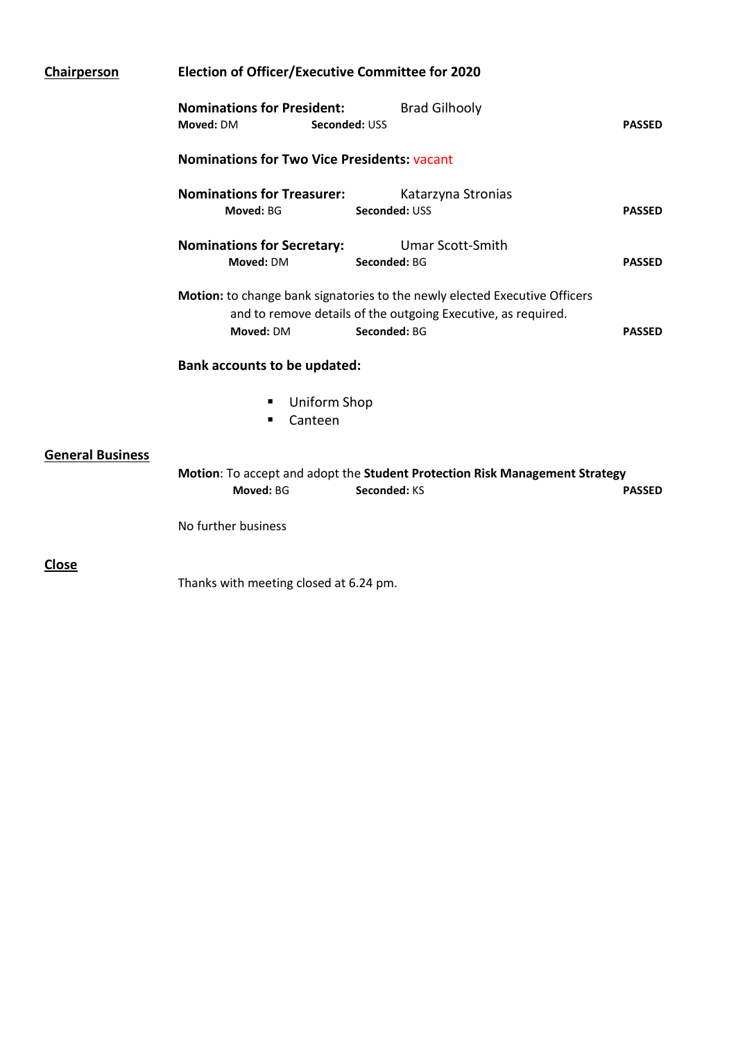**Chairperson**

**Election of Officer/Executive Committee for 2020**

**Nominations for President:** Brad Gilhooly
**Moved:** DM **Seconded:** USS **PASSED**

**Nominations for Two Vice Presidents:** vacant

**Nominations for Treasurer:** Katarzyna Stronias
**Moved:** BG **Seconded:** USS **PASSED**

**Nominations for Secretary:** Umar Scott-Smith
**Moved:** DM **Seconded:** BG **PASSED**

**Motion:** to change bank signatories to the newly elected Executive Officers and to remove details of the outgoing Executive, as required.
**Moved:** DM **Seconded:** BG **PASSED**

**Bank accounts to be updated:**

- Uniform Shop
- Canteen

**General Business**

**Motion**: To accept and adopt the **Student Protection Risk Management Strategy**
**Moved:** BG **Seconded:** KS **PASSED**

No further business

**Close**

Thanks with meeting closed at 6.24 pm.